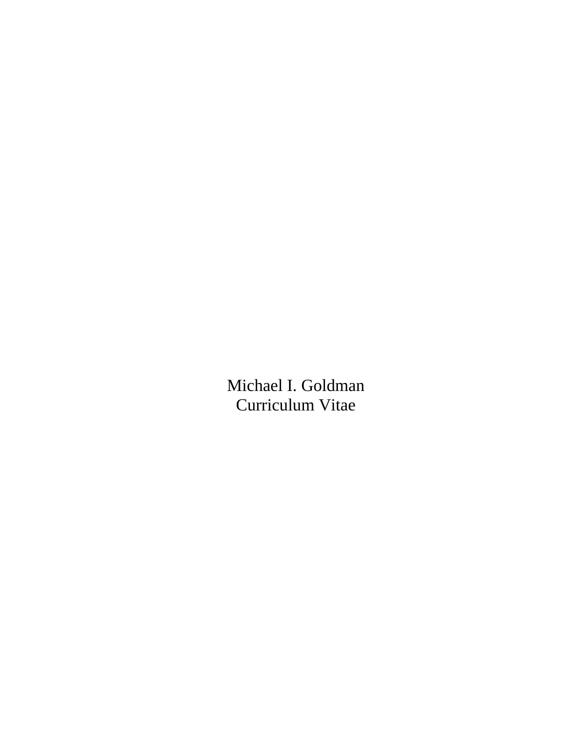Michael I. Goldman
Curriculum Vitae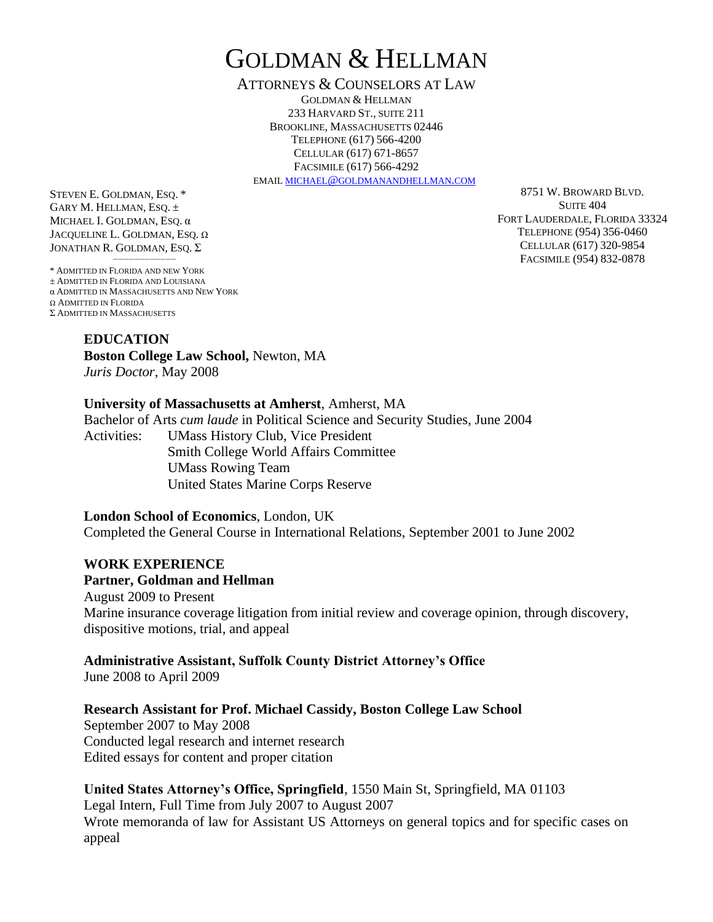# GOLDMAN & HELLMAN

ATTORNEYS & COUNSELORS AT LAW

GOLDMAN & HELLMAN
233 HARVARD ST., SUITE 211
BROOKLINE, MASSACHUSETTS 02446
TELEPHONE (617) 566-4200
CELLULAR (617) 671-8657
FACSIMILE (617) 566-4292
EMAIL MICHAEL@GOLDMANANDHELLMAN.COM

STEVEN E. GOLDMAN, ESQ. *
GARY M. HELLMAN, ESQ. ±
MICHAEL I. GOLDMAN, ESQ. α
JACQUELINE L. GOLDMAN, ESQ. Ω
JONATHAN R. GOLDMAN, ESQ. Σ

8751 W. BROWARD BLVD.
SUITE 404
FORT LAUDERDALE, FLORIDA 33324
TELEPHONE (954) 356-0460
CELLULAR (617) 320-9854
FACSIMILE (954) 832-0878

* ADMITTED IN FLORIDA AND NEW YORK
± ADMITTED IN FLORIDA AND LOUISIANA
α ADMITTED IN MASSACHUSETTS AND NEW YORK
Ω ADMITTED IN FLORIDA
Σ ADMITTED IN MASSACHUSETTS

## EDUCATION

**Boston College Law School,** Newton, MA
*Juris Doctor*, May 2008

**University of Massachusetts at Amherst**, Amherst, MA
Bachelor of Arts *cum laude* in Political Science and Security Studies, June 2004
Activities: UMass History Club, Vice President
Smith College World Affairs Committee
UMass Rowing Team
United States Marine Corps Reserve

**London School of Economics**, London, UK
Completed the General Course in International Relations, September 2001 to June 2002

## WORK EXPERIENCE

**Partner, Goldman and Hellman**
August 2009 to Present
Marine insurance coverage litigation from initial review and coverage opinion, through discovery, dispositive motions, trial, and appeal

**Administrative Assistant, Suffolk County District Attorney's Office**
June 2008 to April 2009

**Research Assistant for Prof. Michael Cassidy, Boston College Law School**
September 2007 to May 2008
Conducted legal research and internet research
Edited essays for content and proper citation

**United States Attorney's Office, Springfield**, 1550 Main St, Springfield, MA 01103
Legal Intern, Full Time from July 2007 to August 2007
Wrote memoranda of law for Assistant US Attorneys on general topics and for specific cases on appeal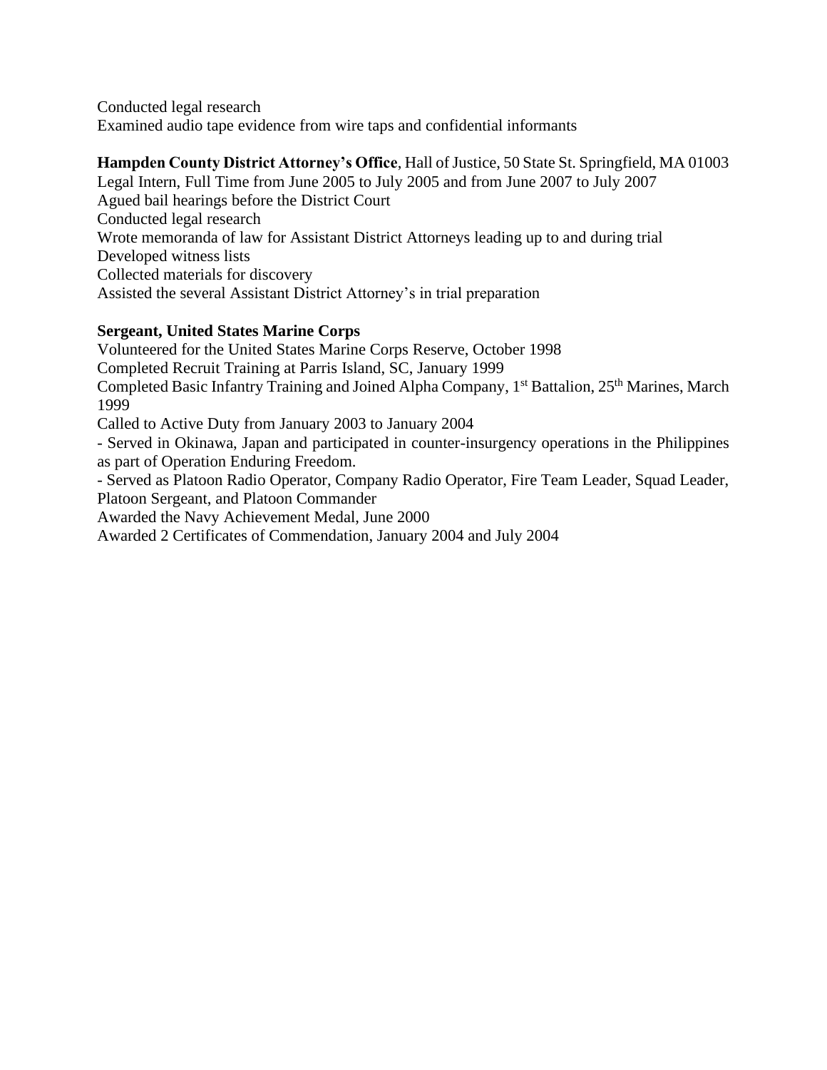Conducted legal research
Examined audio tape evidence from wire taps and confidential informants

**Hampden County District Attorney's Office**, Hall of Justice, 50 State St. Springfield, MA 01003
Legal Intern, Full Time from June 2005 to July 2005 and from June 2007 to July 2007
Agued bail hearings before the District Court
Conducted legal research
Wrote memoranda of law for Assistant District Attorneys leading up to and during trial
Developed witness lists
Collected materials for discovery
Assisted the several Assistant District Attorney's in trial preparation

**Sergeant, United States Marine Corps**
Volunteered for the United States Marine Corps Reserve, October 1998
Completed Recruit Training at Parris Island, SC, January 1999
Completed Basic Infantry Training and Joined Alpha Company, 1st Battalion, 25th Marines, March 1999
Called to Active Duty from January 2003 to January 2004
- Served in Okinawa, Japan and participated in counter-insurgency operations in the Philippines as part of Operation Enduring Freedom.
- Served as Platoon Radio Operator, Company Radio Operator, Fire Team Leader, Squad Leader, Platoon Sergeant, and Platoon Commander

Awarded the Navy Achievement Medal, June 2000
Awarded 2 Certificates of Commendation, January 2004 and July 2004